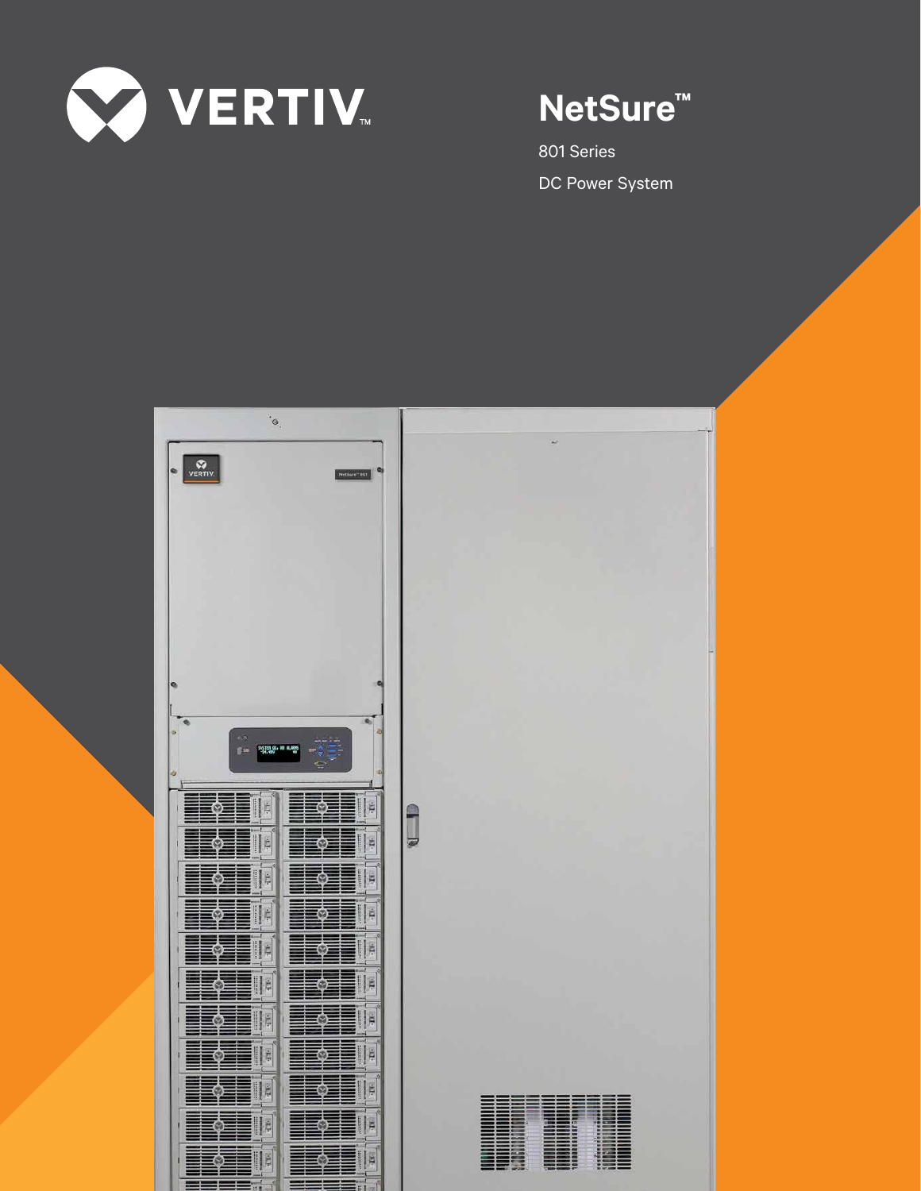VERTIV™

# NetSure™

801 Series

DC Power System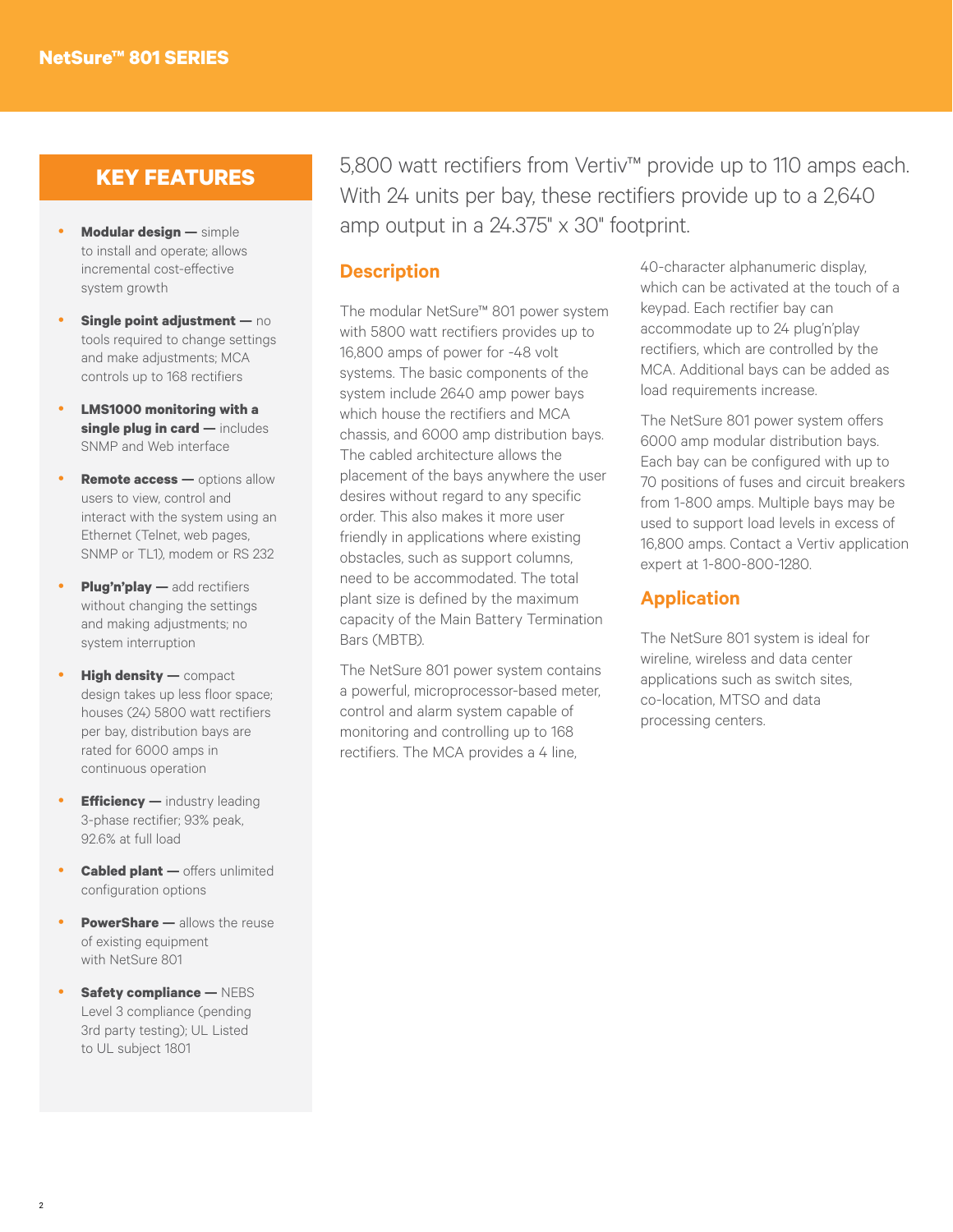## KEY FEATURES

- **Modular design —** simple to install and operate; allows incremental cost-effective system growth
- **Single point adjustment —** no tools required to change settings and make adjustments; MCA controls up to 168 rectifiers
- **LMS1000 monitoring with a single plug in card —** includes SNMP and Web interface
- **Remote access —** options allow users to view, control and interact with the system using an Ethernet (Telnet, web pages, SNMP or TL1), modem or RS 232
- **Plug'n'play —** add rectifiers without changing the settings and making adjustments; no system interruption
- **High density —** compact design takes up less floor space; houses (24) 5800 watt rectifiers per bay, distribution bays are rated for 6000 amps in continuous operation
- **Efficiency —** industry leading 3-phase rectifier; 93% peak, 92.6% at full load
- **Cabled plant —** offers unlimited configuration options
- **PowerShare —** allows the reuse of existing equipment with NetSure 801
- **Safety compliance —** NEBS Level 3 compliance (pending 3rd party testing); UL Listed to UL subject 1801

5,800 watt rectifiers from Vertiv™ provide up to 110 amps each. With 24 units per bay, these rectifiers provide up to a 2,640 amp output in a 24.375" x 30" footprint.

### Description

The modular NetSure™ 801 power system with 5800 watt rectifiers provides up to 16,800 amps of power for -48 volt systems. The basic components of the system include 2640 amp power bays which house the rectifiers and MCA chassis, and 6000 amp distribution bays. The cabled architecture allows the placement of the bays anywhere the user desires without regard to any specific order. This also makes it more user friendly in applications where existing obstacles, such as support columns, need to be accommodated. The total plant size is defined by the maximum capacity of the Main Battery Termination Bars (MBTB).

The NetSure 801 power system contains a powerful, microprocessor-based meter, control and alarm system capable of monitoring and controlling up to 168 rectifiers. The MCA provides a 4 line, 40-character alphanumeric display, which can be activated at the touch of a keypad. Each rectifier bay can accommodate up to 24 plug'n'play rectifiers, which are controlled by the MCA. Additional bays can be added as load requirements increase.

The NetSure 801 power system offers 6000 amp modular distribution bays. Each bay can be configured with up to 70 positions of fuses and circuit breakers from 1-800 amps. Multiple bays may be used to support load levels in excess of 16,800 amps. Contact a Vertiv application expert at 1-800-800-1280.

### Application

The NetSure 801 system is ideal for wireline, wireless and data center applications such as switch sites, co-location, MTSO and data processing centers.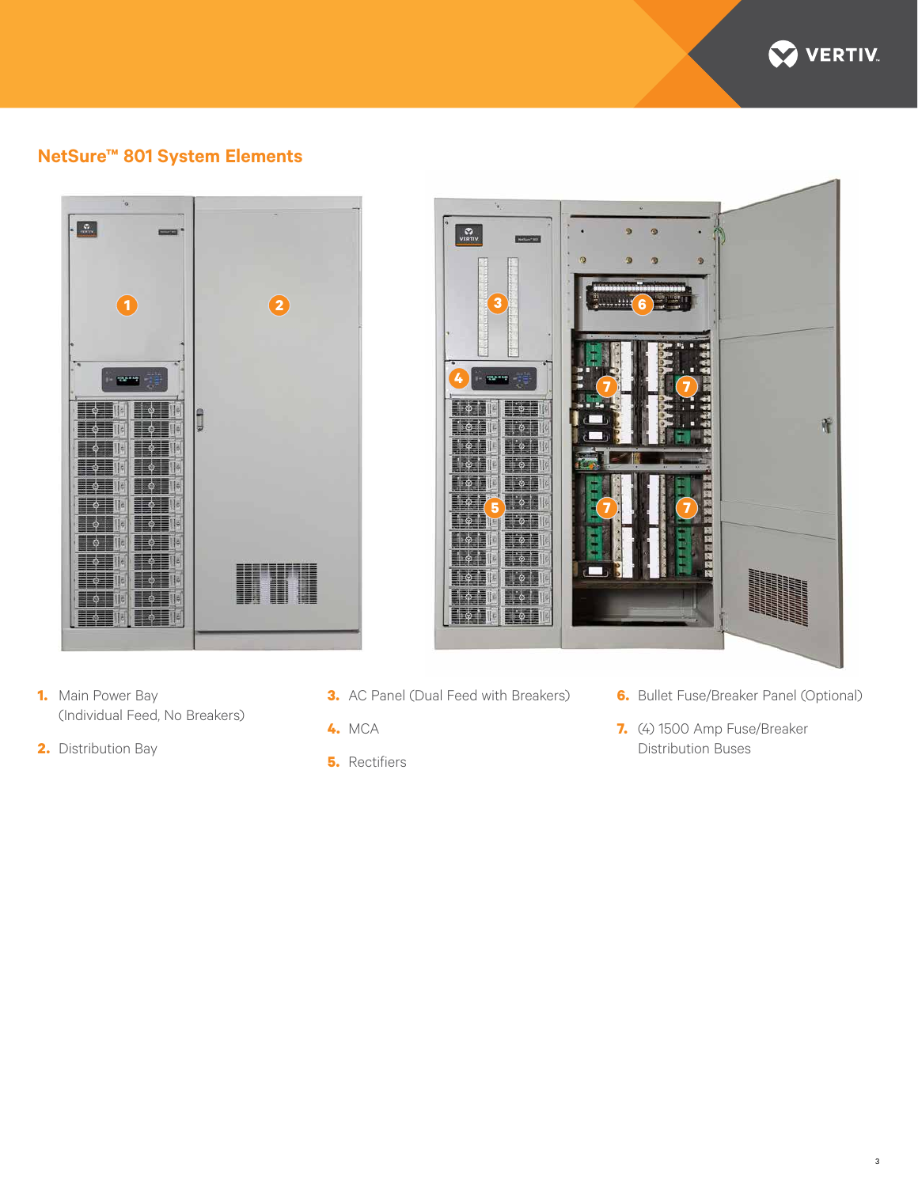## NetSure™ 801 System Elements

1. Main Power Bay (Individual Feed, No Breakers)
2. Distribution Bay
3. AC Panel (Dual Feed with Breakers)
4. MCA
5. Rectifiers
6. Bullet Fuse/Breaker Panel (Optional)
7. (4) 1500 Amp Fuse/Breaker Distribution Buses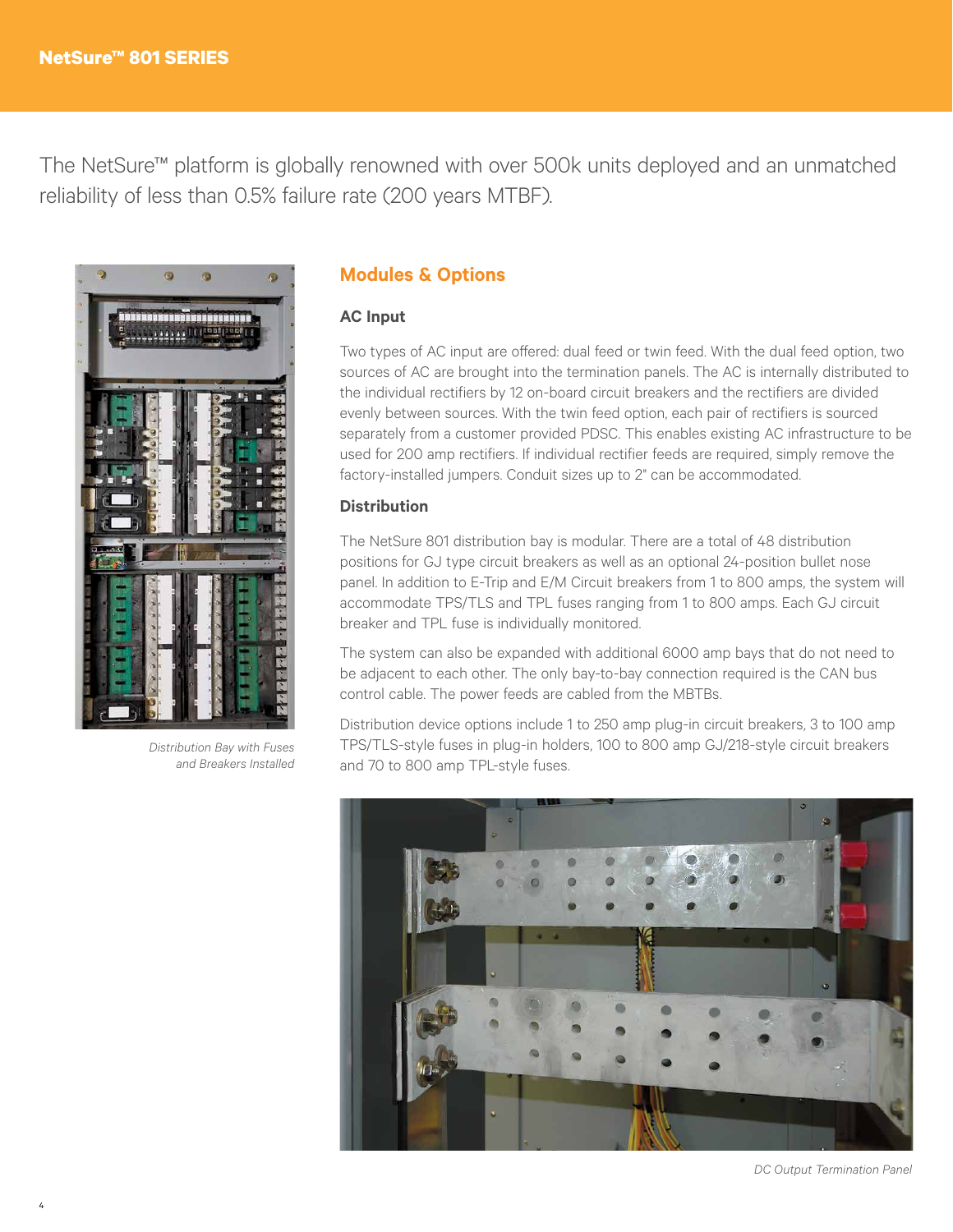The NetSure™ platform is globally renowned with over 500k units deployed and an unmatched reliability of less than 0.5% failure rate (200 years MTBF).

## Modules & Options

### AC Input

Two types of AC input are offered: dual feed or twin feed. With the dual feed option, two sources of AC are brought into the termination panels. The AC is internally distributed to the individual rectifiers by 12 on-board circuit breakers and the rectifiers are divided evenly between sources. With the twin feed option, each pair of rectifiers is sourced separately from a customer provided PDSC. This enables existing AC infrastructure to be used for 200 amp rectifiers. If individual rectifier feeds are required, simply remove the factory-installed jumpers. Conduit sizes up to 2" can be accommodated.

### Distribution

The NetSure 801 distribution bay is modular. There are a total of 48 distribution positions for GJ type circuit breakers as well as an optional 24-position bullet nose panel. In addition to E-Trip and E/M Circuit breakers from 1 to 800 amps, the system will accommodate TPS/TLS and TPL fuses ranging from 1 to 800 amps. Each GJ circuit breaker and TPL fuse is individually monitored.

The system can also be expanded with additional 6000 amp bays that do not need to be adjacent to each other. The only bay-to-bay connection required is the CAN bus control cable. The power feeds are cabled from the MBTBs.

Distribution device options include 1 to 250 amp plug-in circuit breakers, 3 to 100 amp TPS/TLS-style fuses in plug-in holders, 100 to 800 amp GJ/218-style circuit breakers and 70 to 800 amp TPL-style fuses.

*Distribution Bay with Fuses and Breakers Installed*

*DC Output Termination Panel*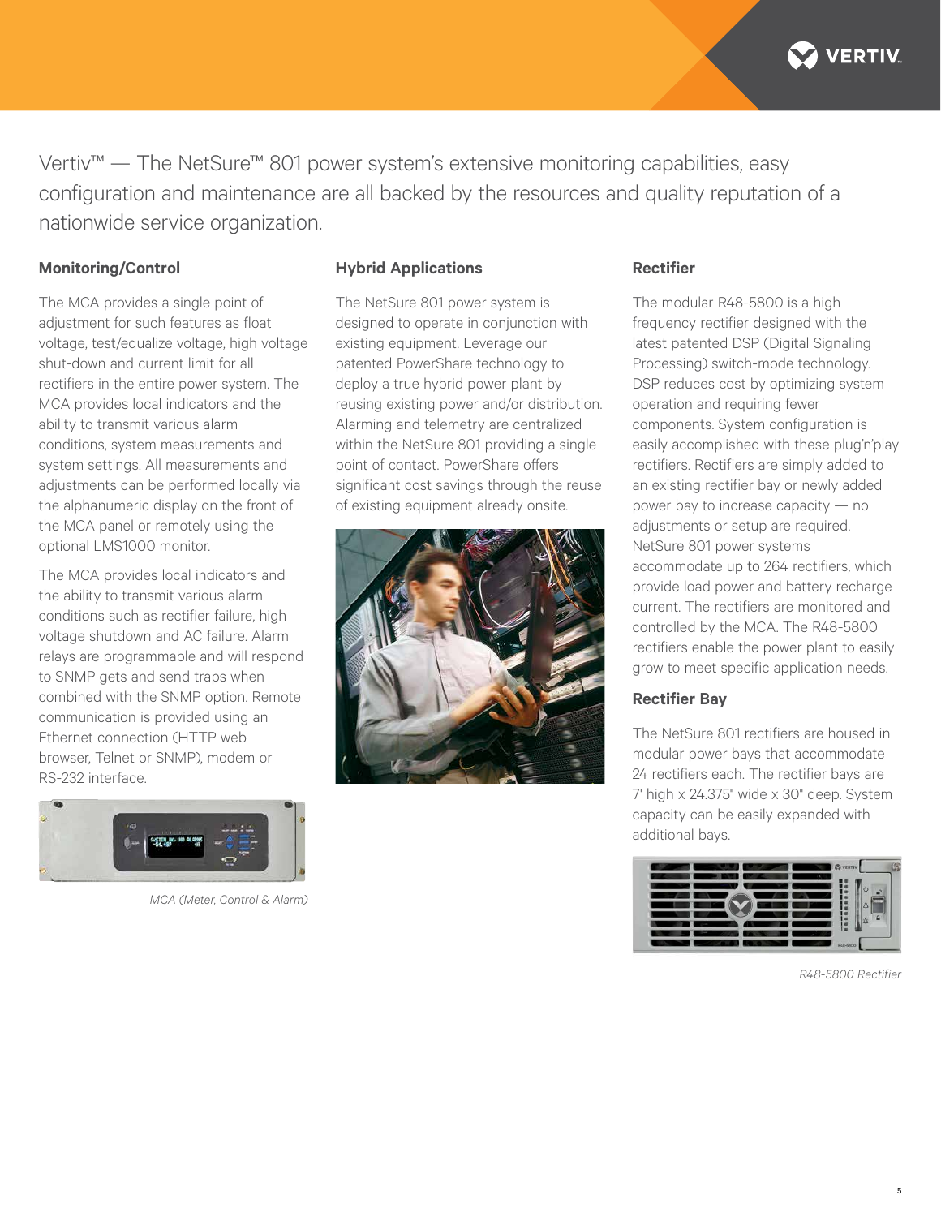Vertiv™ — The NetSure™ 801 power system's extensive monitoring capabilities, easy configuration and maintenance are all backed by the resources and quality reputation of a nationwide service organization.

### Monitoring/Control

The MCA provides a single point of adjustment for such features as float voltage, test/equalize voltage, high voltage shut-down and current limit for all rectifiers in the entire power system. The MCA provides local indicators and the ability to transmit various alarm conditions, system measurements and system settings. All measurements and adjustments can be performed locally via the alphanumeric display on the front of the MCA panel or remotely using the optional LMS1000 monitor.

The MCA provides local indicators and the ability to transmit various alarm conditions such as rectifier failure, high voltage shutdown and AC failure. Alarm relays are programmable and will respond to SNMP gets and send traps when combined with the SNMP option. Remote communication is provided using an Ethernet connection (HTTP web browser, Telnet or SNMP), modem or RS-232 interface.

*MCA (Meter, Control & Alarm)*

### Hybrid Applications

The NetSure 801 power system is designed to operate in conjunction with existing equipment. Leverage our patented PowerShare technology to deploy a true hybrid power plant by reusing existing power and/or distribution. Alarming and telemetry are centralized within the NetSure 801 providing a single point of contact. PowerShare offers significant cost savings through the reuse of existing equipment already onsite.

### Rectifier

The modular R48-5800 is a high frequency rectifier designed with the latest patented DSP (Digital Signaling Processing) switch-mode technology. DSP reduces cost by optimizing system operation and requiring fewer components. System configuration is easily accomplished with these plug'n'play rectifiers. Rectifiers are simply added to an existing rectifier bay or newly added power bay to increase capacity — no adjustments or setup are required. NetSure 801 power systems accommodate up to 264 rectifiers, which provide load power and battery recharge current. The rectifiers are monitored and controlled by the MCA. The R48-5800 rectifiers enable the power plant to easily grow to meet specific application needs.

### Rectifier Bay

The NetSure 801 rectifiers are housed in modular power bays that accommodate 24 rectifiers each. The rectifier bays are 7' high x 24.375" wide x 30" deep. System capacity can be easily expanded with additional bays.

*R48-5800 Rectifier*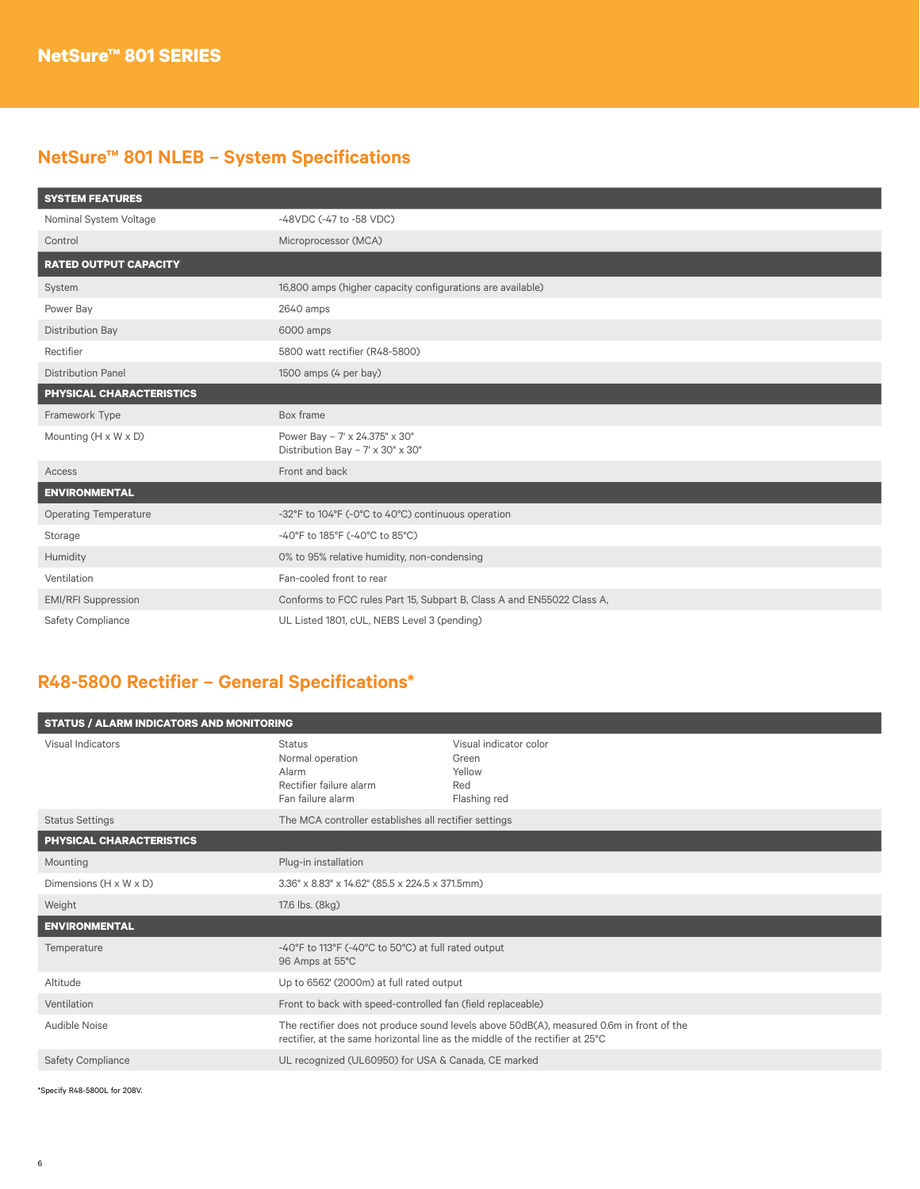## NetSure™ 801 NLEB – System Specifications

| SYSTEM FEATURES | |
|---|---|
| Nominal System Voltage | -48VDC (-47 to -58 VDC) |
| Control | Microprocessor (MCA) |
| **RATED OUTPUT CAPACITY** | |
| System | 16,800 amps (higher capacity configurations are available) |
| Power Bay | 2640 amps |
| Distribution Bay | 6000 amps |
| Rectifier | 5800 watt rectifier (R48-5800) |
| Distribution Panel | 1500 amps (4 per bay) |
| **PHYSICAL CHARACTERISTICS** | |
| Framework Type | Box frame |
| Mounting (H x W x D) | Power Bay – 7' x 24.375" x 30"<br>Distribution Bay – 7' x 30" x 30" |
| Access | Front and back |
| **ENVIRONMENTAL** | |
| Operating Temperature | -32°F to 104°F (-0°C to 40°C) continuous operation |
| Storage | -40°F to 185°F (-40°C to 85°C) |
| Humidity | 0% to 95% relative humidity, non-condensing |
| Ventilation | Fan-cooled front to rear |
| EMI/RFI Suppression | Conforms to FCC rules Part 15, Subpart B, Class A and EN55022 Class A, |
| Safety Compliance | UL Listed 1801, cUL, NEBS Level 3 (pending) |

## R48-5800 Rectifier – General Specifications*

| STATUS / ALARM INDICATORS AND MONITORING | | |
|---|---|---|
| Visual Indicators | Status | Visual indicator color |
| | Normal operation | Green |
| | Alarm | Yellow |
| | Rectifier failure alarm | Red |
| | Fan failure alarm | Flashing red |
| Status Settings | The MCA controller establishes all rectifier settings | |
| **PHYSICAL CHARACTERISTICS** | | |
| Mounting | Plug-in installation | |
| Dimensions (H x W x D) | 3.36" x 8.83" x 14.62" (85.5 x 224.5 x 371.5mm) | |
| Weight | 17.6 lbs. (8kg) | |
| **ENVIRONMENTAL** | | |
| Temperature | -40°F to 113°F (-40°C to 50°C) at full rated output<br>96 Amps at 55°C | |
| Altitude | Up to 6562' (2000m) at full rated output | |
| Ventilation | Front to back with speed-controlled fan (field replaceable) | |
| Audible Noise | The rectifier does not produce sound levels above 50dB(A), measured 0.6m in front of the rectifier, at the same horizontal line as the middle of the rectifier at 25°C | |
| Safety Compliance | UL recognized (UL60950) for USA & Canada, CE marked | |

*Specify R48-5800L for 208V.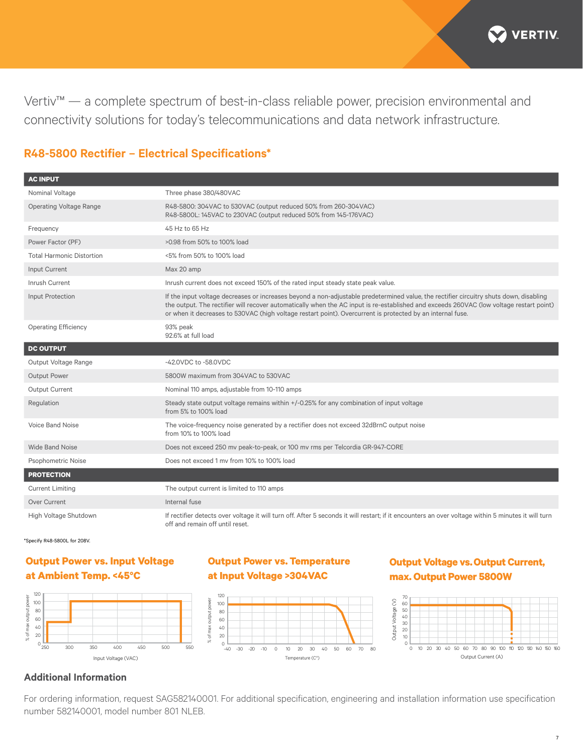Vertiv™ — a complete spectrum of best-in-class reliable power, precision environmental and connectivity solutions for today's telecommunications and data network infrastructure.

## R48-5800 Rectifier – Electrical Specifications*

| AC INPUT | |
|---|---|
| Nominal Voltage | Three phase 380/480VAC |
| Operating Voltage Range | R48-5800: 304VAC to 530VAC (output reduced 50% from 260-304VAC)<br>R48-5800L: 145VAC to 230VAC (output reduced 50% from 145-176VAC) |
| Frequency | 45 Hz to 65 Hz |
| Power Factor (PF) | >0.98 from 50% to 100% load |
| Total Harmonic Distortion | <5% from 50% to 100% load |
| Input Current | Max 20 amp |
| Inrush Current | Inrush current does not exceed 150% of the rated input steady state peak value. |
| Input Protection | If the input voltage decreases or increases beyond a non-adjustable predetermined value, the rectifier circuitry shuts down, disabling the output. The rectifier will recover automatically when the AC input is re-established and exceeds 260VAC (low voltage restart point) or when it decreases to 530VAC (high voltage restart point). Overcurrent is protected by an internal fuse. |
| Operating Efficiency | 93% peak<br>92.6% at full load |
| **DC OUTPUT** | |
| Output Voltage Range | -42.0VDC to -58.0VDC |
| Output Power | 5800W maximum from 304VAC to 530VAC |
| Output Current | Nominal 110 amps, adjustable from 10-110 amps |
| Regulation | Steady state output voltage remains within +/-0.25% for any combination of input voltage from 5% to 100% load |
| Voice Band Noise | The voice-frequency noise generated by a rectifier does not exceed 32dBrnC output noise from 10% to 100% load |
| Wide Band Noise | Does not exceed 250 mv peak-to-peak, or 100 mv rms per Telcordia GR-947-CORE |
| Psophometric Noise | Does not exceed 1 mv from 10% to 100% load |
| **PROTECTION** | |
| Current Limiting | The output current is limited to 110 amps |
| Over Current | Internal fuse |
| High Voltage Shutdown | If rectifier detects over voltage it will turn off. After 5 seconds it will restart; if it encounters an over voltage within 5 minutes it will turn off and remain off until reset. |

*Specify R48-5800L for 208V.

### Output Power vs. Input Voltage at Ambient Temp. <45°C

### Output Power vs. Temperature at Input Voltage >304VAC

### Output Voltage vs. Output Current, max. Output Power 5800W

## Additional Information

For ordering information, request SAG582140001. For additional specification, engineering and installation information use specification number 582140001, model number 801 NLEB.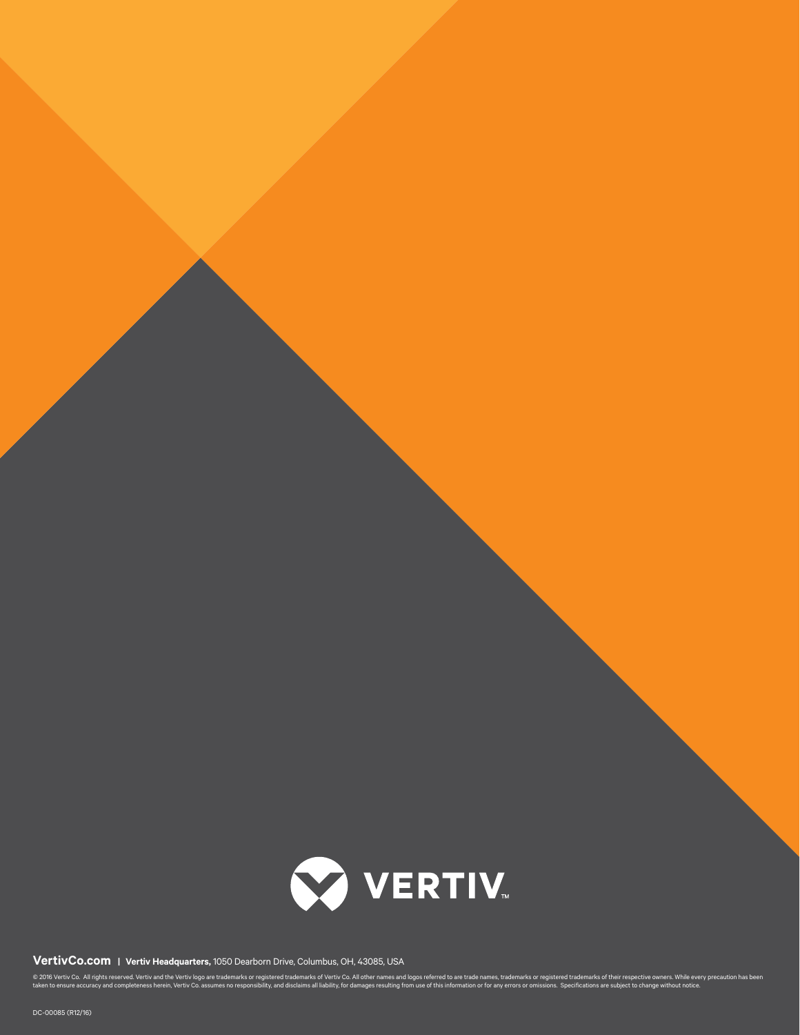VERTIV™

**VertivCo.com** | **Vertiv Headquarters,** 1050 Dearborn Drive, Columbus, OH, 43085, USA

© 2016 Vertiv Co. All rights reserved. Vertiv and the Vertiv logo are trademarks or registered trademarks of Vertiv Co. All other names and logos referred to are trade names, trademarks or registered trademarks of their respective owners. While every precaution has been taken to ensure accuracy and completeness herein, Vertiv Co. assumes no responsibility, and disclaims all liability, for damages resulting from use of this information or for any errors or omissions. Specifications are subject to change without notice.

DC-00085 (R12/16)